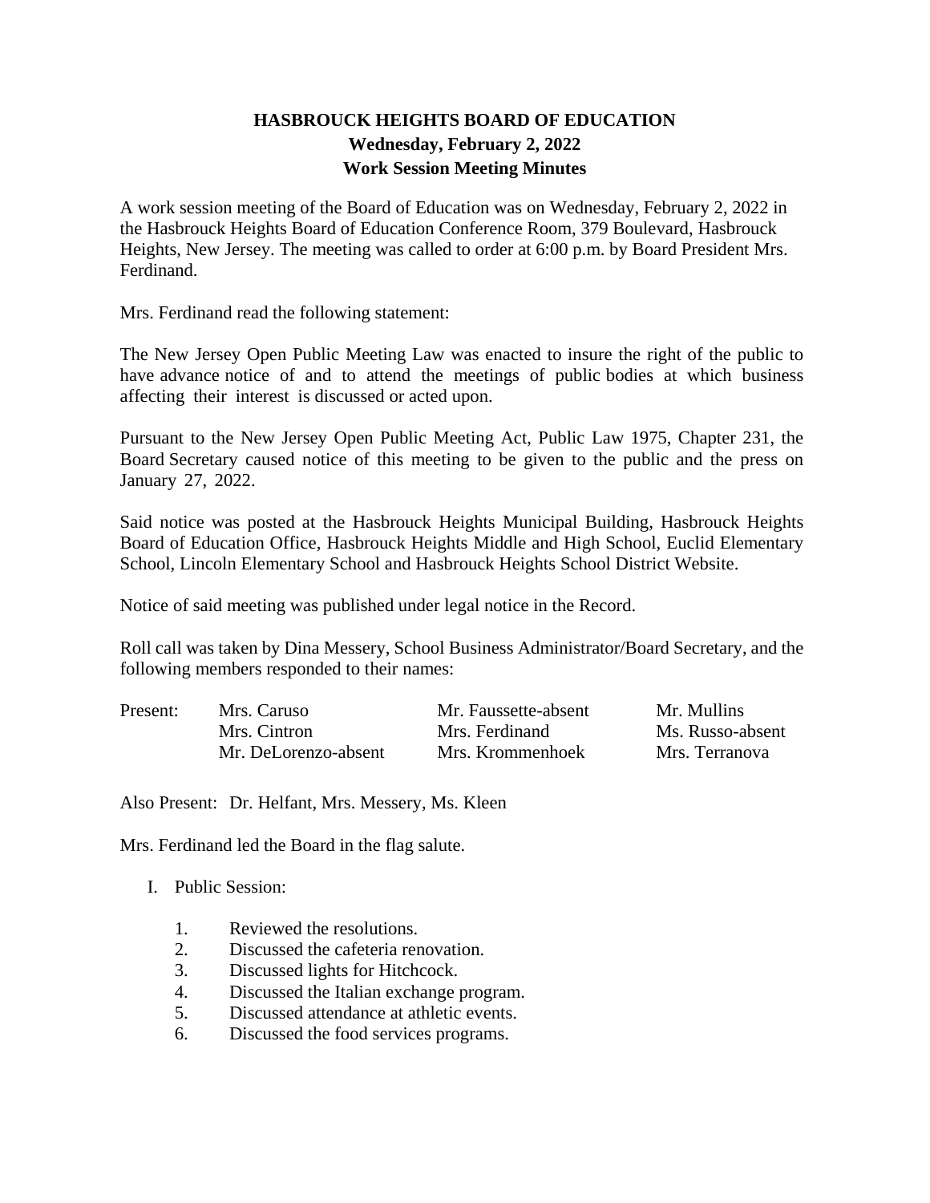# HASBROUCK HEIGHTS BOARD OF EDUCATION
## Wednesday, February 2, 2022
## Work Session Meeting Minutes

A work session meeting of the Board of Education was on Wednesday, February 2, 2022 in the Hasbrouck Heights Board of Education Conference Room, 379 Boulevard, Hasbrouck Heights, New Jersey. The meeting was called to order at 6:00 p.m. by Board President Mrs. Ferdinand.

Mrs. Ferdinand read the following statement:

The New Jersey Open Public Meeting Law was enacted to insure the right of the public to have advance notice of and to attend the meetings of public bodies at which business affecting their interest is discussed or acted upon.

Pursuant to the New Jersey Open Public Meeting Act, Public Law 1975, Chapter 231, the Board Secretary caused notice of this meeting to be given to the public and the press on January 27, 2022.

Said notice was posted at the Hasbrouck Heights Municipal Building, Hasbrouck Heights Board of Education Office, Hasbrouck Heights Middle and High School, Euclid Elementary School, Lincoln Elementary School and Hasbrouck Heights School District Website.

Notice of said meeting was published under legal notice in the Record.

Roll call was taken by Dina Messery, School Business Administrator/Board Secretary, and the following members responded to their names:

| Present: | Mrs. Caruso | Mr. Faussette-absent | Mr. Mullins |
|---|---|---|---|
| | Mrs. Cintron | Mrs. Ferdinand | Ms. Russo-absent |
| | Mr. DeLorenzo-absent | Mrs. Krommenhoek | Mrs. Terranova |

Also Present: Dr. Helfant, Mrs. Messery, Ms. Kleen

Mrs. Ferdinand led the Board in the flag salute.

I. Public Session:

1. Reviewed the resolutions.
2. Discussed the cafeteria renovation.
3. Discussed lights for Hitchcock.
4. Discussed the Italian exchange program.
5. Discussed attendance at athletic events.
6. Discussed the food services programs.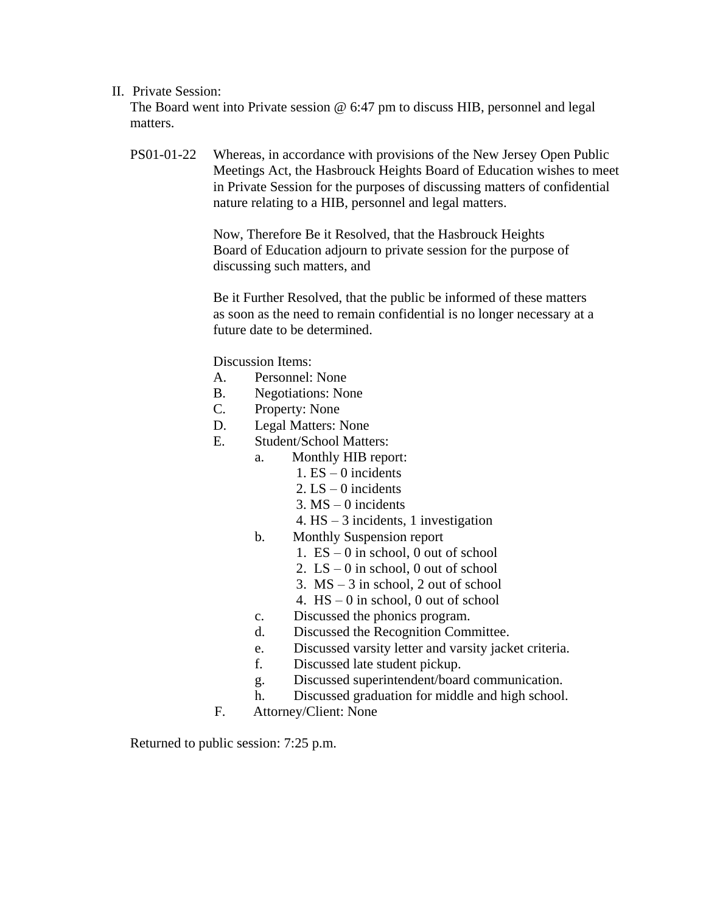II. Private Session:

The Board went into Private session @ 6:47 pm to discuss HIB, personnel and legal matters.

PS01-01-22 Whereas, in accordance with provisions of the New Jersey Open Public Meetings Act, the Hasbrouck Heights Board of Education wishes to meet in Private Session for the purposes of discussing matters of confidential nature relating to a HIB, personnel and legal matters.

Now, Therefore Be it Resolved, that the Hasbrouck Heights Board of Education adjourn to private session for the purpose of discussing such matters, and

Be it Further Resolved, that the public be informed of these matters as soon as the need to remain confidential is no longer necessary at a future date to be determined.

Discussion Items:

A. Personnel: None
B. Negotiations: None
C. Property: None
D. Legal Matters: None
E. Student/School Matters:
   a. Monthly HIB report:
      1. ES – 0 incidents
      2. LS – 0 incidents
      3. MS – 0 incidents
      4. HS – 3 incidents, 1 investigation
   b. Monthly Suspension report
      1. ES – 0 in school, 0 out of school
      2. LS – 0 in school, 0 out of school
      3. MS – 3 in school, 2 out of school
      4. HS – 0 in school, 0 out of school
   c. Discussed the phonics program.
   d. Discussed the Recognition Committee.
   e. Discussed varsity letter and varsity jacket criteria.
   f. Discussed late student pickup.
   g. Discussed superintendent/board communication.
   h. Discussed graduation for middle and high school.
F. Attorney/Client: None

Returned to public session: 7:25 p.m.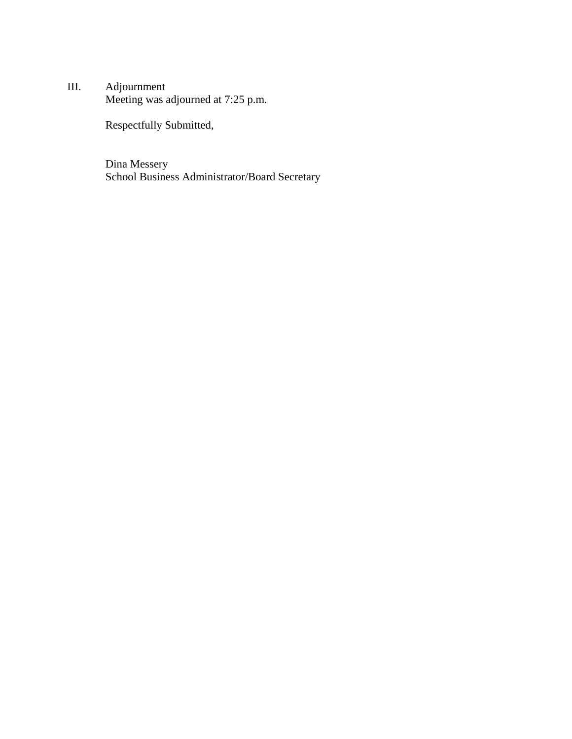III. Adjournment

Meeting was adjourned at 7:25 p.m.

Respectfully Submitted,

Dina Messery
School Business Administrator/Board Secretary